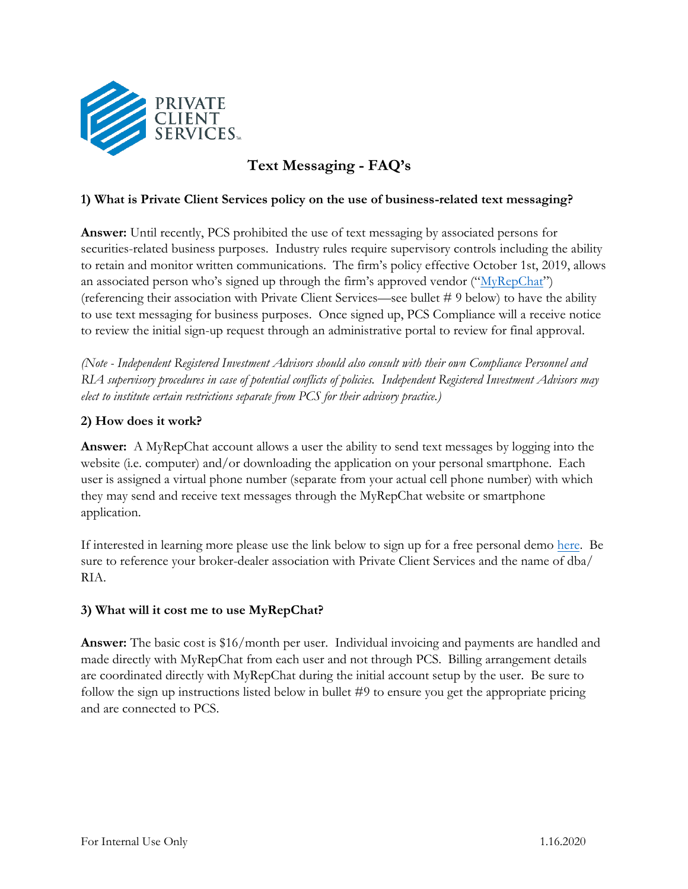# Text Messaging - FAQ's

### 1) What is Private Client Services policy on the use of business-related text messaging?

**Answer:** Until recently, PCS prohibited the use of text messaging by associated persons for securities-related business purposes. Industry rules require supervisory controls including the ability to retain and monitor written communications. The firm's policy effective October 1st, 2019, allows an associated person who's signed up through the firm's approved vendor ("MyRepChat") (referencing their association with Private Client Services—see bullet # 9 below) to have the ability to use text messaging for business purposes. Once signed up, PCS Compliance will a receive notice to review the initial sign-up request through an administrative portal to review for final approval.

*(Note - Independent Registered Investment Advisors should also consult with their own Compliance Personnel and RIA supervisory procedures in case of potential conflicts of policies. Independent Registered Investment Advisors may elect to institute certain restrictions separate from PCS for their advisory practice.)*

### 2) How does it work?

**Answer:** A MyRepChat account allows a user the ability to send text messages by logging into the website (i.e. computer) and/or downloading the application on your personal smartphone. Each user is assigned a virtual phone number (separate from your actual cell phone number) with which they may send and receive text messages through the MyRepChat website or smartphone application.

If interested in learning more please use the link below to sign up for a free personal demo here. Be sure to reference your broker-dealer association with Private Client Services and the name of dba/ RIA.

### 3) What will it cost me to use MyRepChat?

**Answer:** The basic cost is $16/month per user. Individual invoicing and payments are handled and made directly with MyRepChat from each user and not through PCS. Billing arrangement details are coordinated directly with MyRepChat during the initial account setup by the user. Be sure to follow the sign up instructions listed below in bullet #9 to ensure you get the appropriate pricing and are connected to PCS.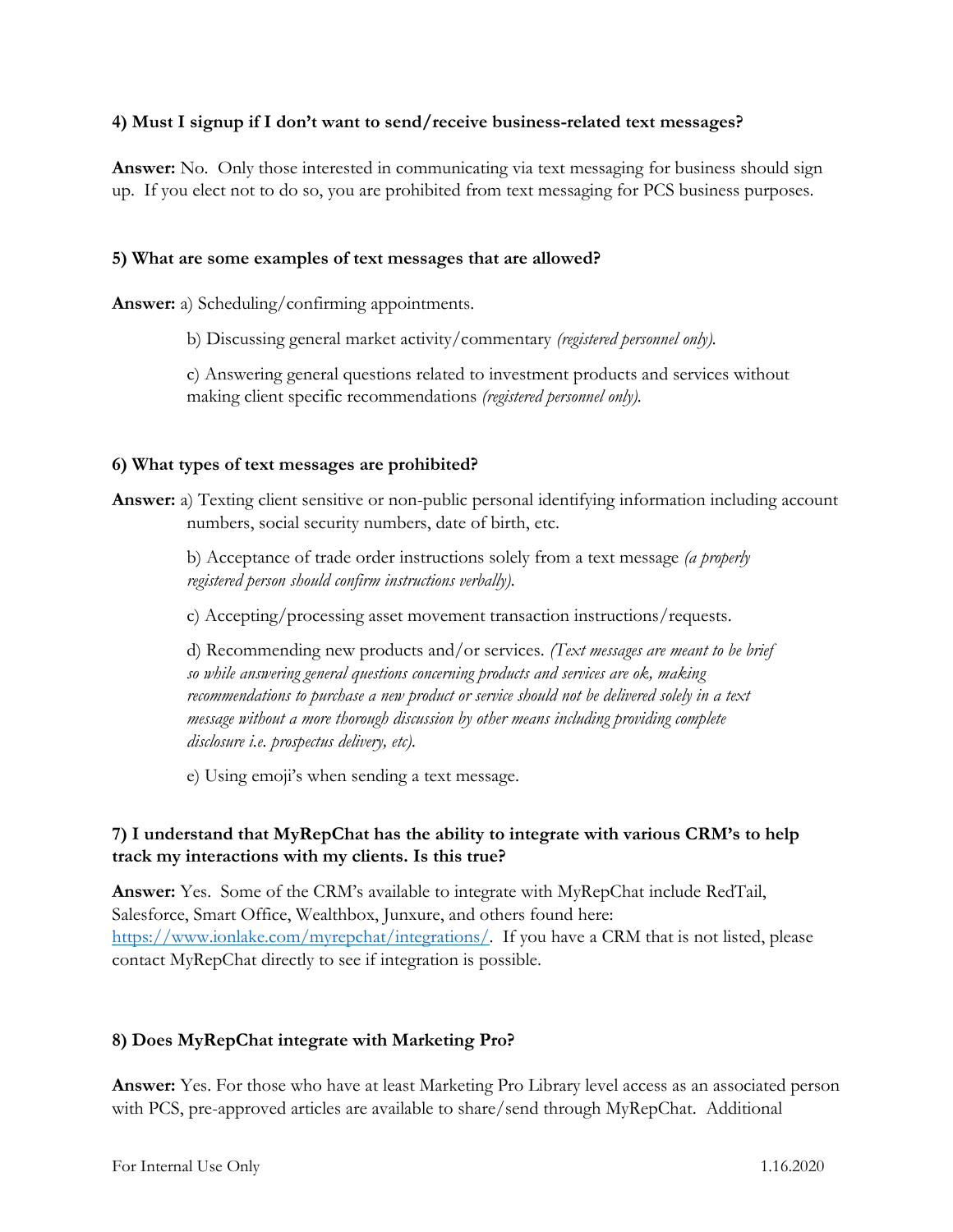**4) Must I signup if I don't want to send/receive business-related text messages?**

**Answer:** No. Only those interested in communicating via text messaging for business should sign up. If you elect not to do so, you are prohibited from text messaging for PCS business purposes.

**5) What are some examples of text messages that are allowed?**

**Answer:** a) Scheduling/confirming appointments.

b) Discussing general market activity/commentary *(registered personnel only).*

c) Answering general questions related to investment products and services without making client specific recommendations *(registered personnel only).*

**6) What types of text messages are prohibited?**

**Answer:** a) Texting client sensitive or non-public personal identifying information including account numbers, social security numbers, date of birth, etc.

b) Acceptance of trade order instructions solely from a text message *(a properly registered person should confirm instructions verbally).*

c) Accepting/processing asset movement transaction instructions/requests.

d) Recommending new products and/or services. *(Text messages are meant to be brief so while answering general questions concerning products and services are ok, making recommendations to purchase a new product or service should not be delivered solely in a text message without a more thorough discussion by other means including providing complete disclosure i.e. prospectus delivery, etc).*

e) Using emoji's when sending a text message.

**7) I understand that MyRepChat has the ability to integrate with various CRM's to help track my interactions with my clients. Is this true?**

**Answer:** Yes. Some of the CRM's available to integrate with MyRepChat include RedTail, Salesforce, Smart Office, Wealthbox, Junxure, and others found here: [https://www.ionlake.com/myrepchat/integrations/](https://www.ionlake.com/myrepchat/integrations/). If you have a CRM that is not listed, please contact MyRepChat directly to see if integration is possible.

**8) Does MyRepChat integrate with Marketing Pro?**

**Answer:** Yes. For those who have at least Marketing Pro Library level access as an associated person with PCS, pre-approved articles are available to share/send through MyRepChat. Additional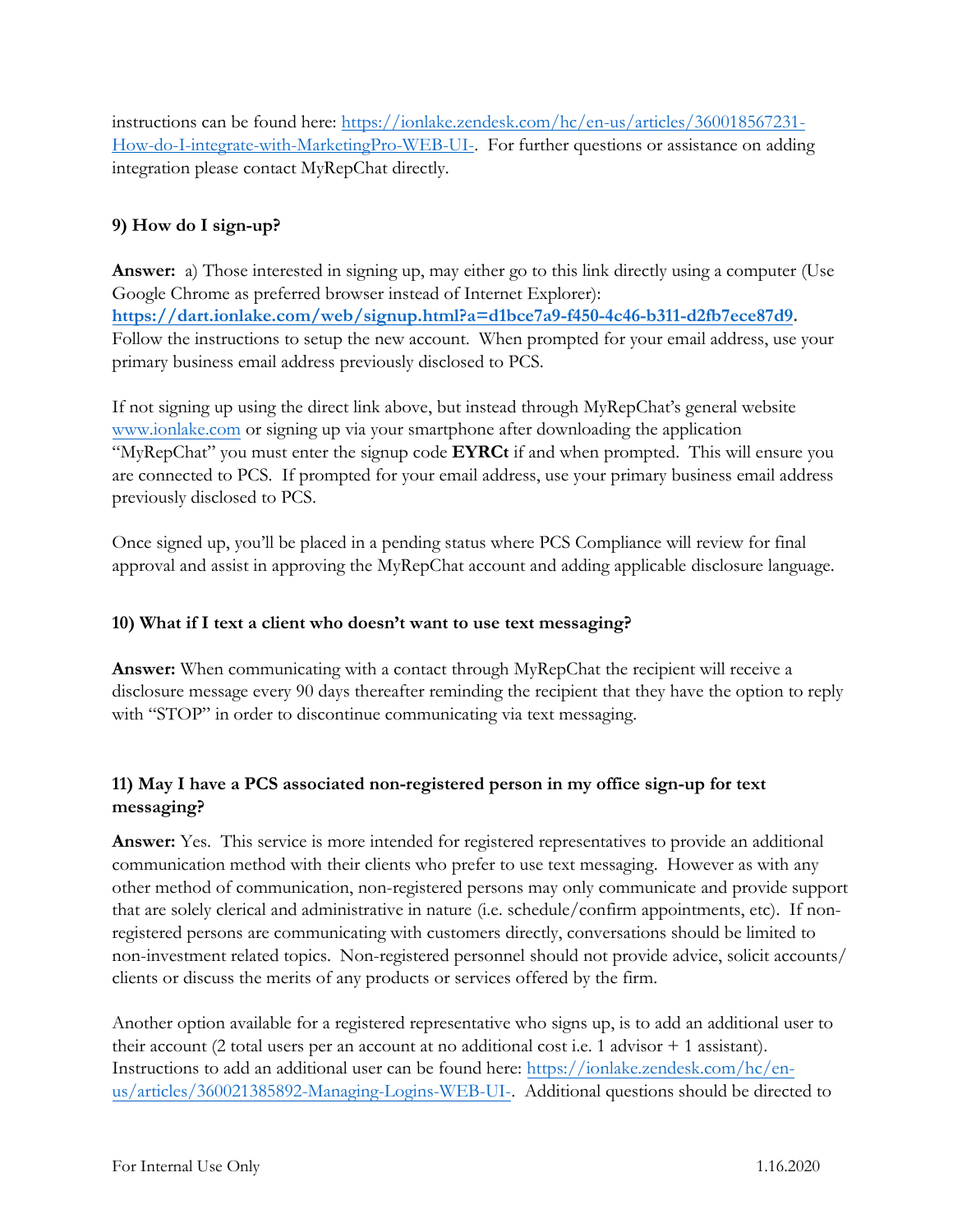instructions can be found here: [https://ionlake.zendesk.com/hc/en-us/articles/360018567231-How-do-I-integrate-with-MarketingPro-WEB-UI-](https://ionlake.zendesk.com/hc/en-us/articles/360018567231-How-do-I-integrate-with-MarketingPro-WEB-UI-). For further questions or assistance on adding integration please contact MyRepChat directly.

### 9) How do I sign-up?

**Answer:** a) Those interested in signing up, may either go to this link directly using a computer (Use Google Chrome as preferred browser instead of Internet Explorer): **[https://dart.ionlake.com/web/signup.html?a=d1bce7a9-f450-4c46-b311-d2fb7ece87d9](https://dart.ionlake.com/web/signup.html?a=d1bce7a9-f450-4c46-b311-d2fb7ece87d9).** Follow the instructions to setup the new account. When prompted for your email address, use your primary business email address previously disclosed to PCS.

If not signing up using the direct link above, but instead through MyRepChat's general website [www.ionlake.com](http://www.ionlake.com) or signing up via your smartphone after downloading the application "MyRepChat" you must enter the signup code **EYRCt** if and when prompted. This will ensure you are connected to PCS. If prompted for your email address, use your primary business email address previously disclosed to PCS.

Once signed up, you'll be placed in a pending status where PCS Compliance will review for final approval and assist in approving the MyRepChat account and adding applicable disclosure language.

### 10) What if I text a client who doesn't want to use text messaging?

**Answer:** When communicating with a contact through MyRepChat the recipient will receive a disclosure message every 90 days thereafter reminding the recipient that they have the option to reply with "STOP" in order to discontinue communicating via text messaging.

### 11) May I have a PCS associated non-registered person in my office sign-up for text messaging?

**Answer:** Yes. This service is more intended for registered representatives to provide an additional communication method with their clients who prefer to use text messaging. However as with any other method of communication, non-registered persons may only communicate and provide support that are solely clerical and administrative in nature (i.e. schedule/confirm appointments, etc). If non-registered persons are communicating with customers directly, conversations should be limited to non-investment related topics. Non-registered personnel should not provide advice, solicit accounts/clients or discuss the merits of any products or services offered by the firm.

Another option available for a registered representative who signs up, is to add an additional user to their account (2 total users per an account at no additional cost i.e. 1 advisor + 1 assistant). Instructions to add an additional user can be found here: [https://ionlake.zendesk.com/hc/en-us/articles/360021385892-Managing-Logins-WEB-UI-](https://ionlake.zendesk.com/hc/en-us/articles/360021385892-Managing-Logins-WEB-UI-). Additional questions should be directed to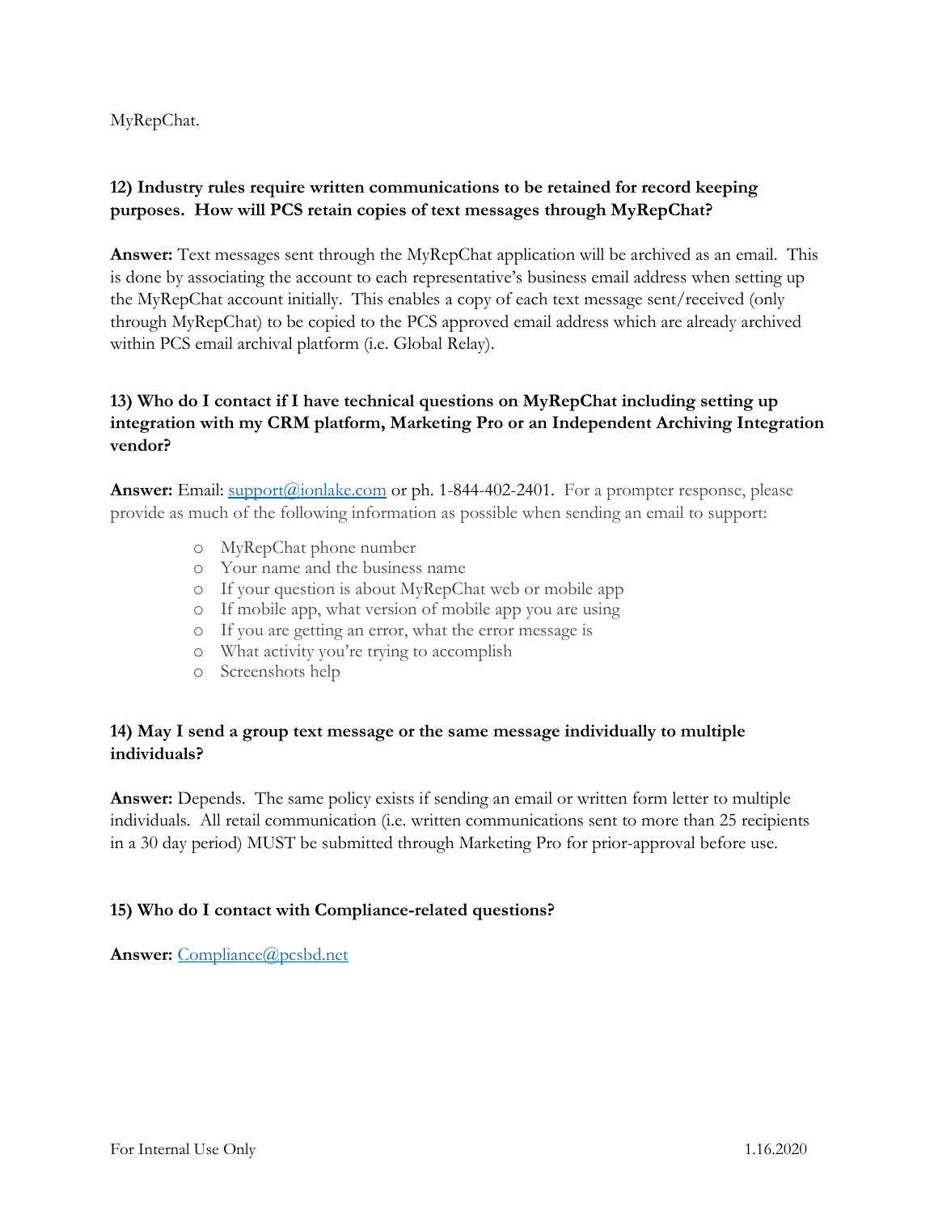MyRepChat.

**12) Industry rules require written communications to be retained for record keeping purposes. How will PCS retain copies of text messages through MyRepChat?**

**Answer:** Text messages sent through the MyRepChat application will be archived as an email. This is done by associating the account to each representative's business email address when setting up the MyRepChat account initially. This enables a copy of each text message sent/received (only through MyRepChat) to be copied to the PCS approved email address which are already archived within PCS email archival platform (i.e. Global Relay).

**13) Who do I contact if I have technical questions on MyRepChat including setting up integration with my CRM platform, Marketing Pro or an Independent Archiving Integration vendor?**

**Answer:** Email: support@ionlake.com or ph. 1-844-402-2401. For a prompter response, please provide as much of the following information as possible when sending an email to support:

- MyRepChat phone number
- Your name and the business name
- If your question is about MyRepChat web or mobile app
- If mobile app, what version of mobile app you are using
- If you are getting an error, what the error message is
- What activity you're trying to accomplish
- Screenshots help

**14) May I send a group text message or the same message individually to multiple individuals?**

**Answer:** Depends. The same policy exists if sending an email or written form letter to multiple individuals. All retail communication (i.e. written communications sent to more than 25 recipients in a 30 day period) MUST be submitted through Marketing Pro for prior-approval before use.

**15) Who do I contact with Compliance-related questions?**

**Answer:** Compliance@pcsbd.net

For Internal Use Only 1.16.2020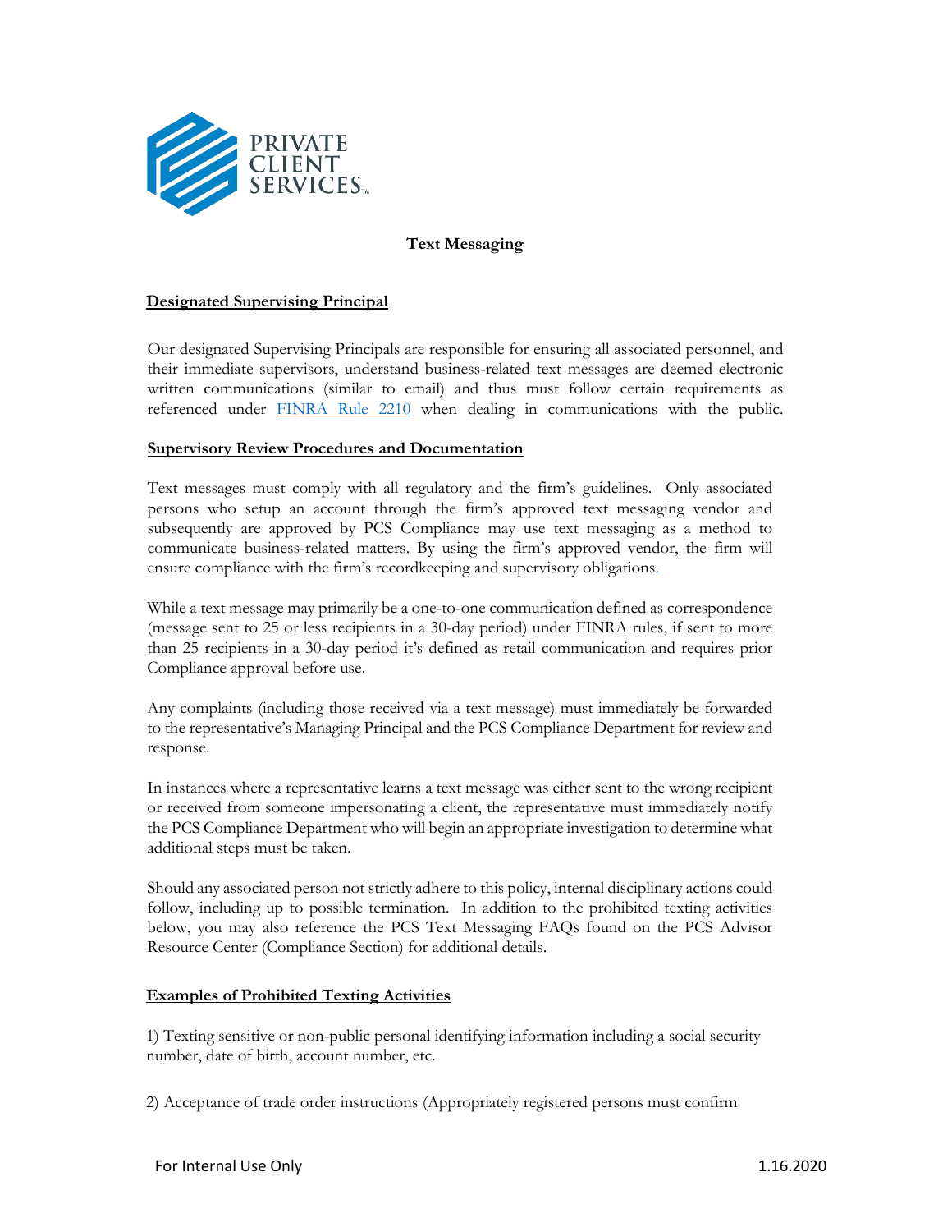# Text Messaging

## Designated Supervising Principal

Our designated Supervising Principals are responsible for ensuring all associated personnel, and their immediate supervisors, understand business-related text messages are deemed electronic written communications (similar to email) and thus must follow certain requirements as referenced under [FINRA Rule 2210](FINRA Rule 2210) when dealing in communications with the public.

## Supervisory Review Procedures and Documentation

Text messages must comply with all regulatory and the firm's guidelines. Only associated persons who setup an account through the firm's approved text messaging vendor and subsequently are approved by PCS Compliance may use text messaging as a method to communicate business-related matters. By using the firm's approved vendor, the firm will ensure compliance with the firm's recordkeeping and supervisory obligations.

While a text message may primarily be a one-to-one communication defined as correspondence (message sent to 25 or less recipients in a 30-day period) under FINRA rules, if sent to more than 25 recipients in a 30-day period it's defined as retail communication and requires prior Compliance approval before use.

Any complaints (including those received via a text message) must immediately be forwarded to the representative's Managing Principal and the PCS Compliance Department for review and response.

In instances where a representative learns a text message was either sent to the wrong recipient or received from someone impersonating a client, the representative must immediately notify the PCS Compliance Department who will begin an appropriate investigation to determine what additional steps must be taken.

Should any associated person not strictly adhere to this policy, internal disciplinary actions could follow, including up to possible termination. In addition to the prohibited texting activities below, you may also reference the PCS Text Messaging FAQs found on the PCS Advisor Resource Center (Compliance Section) for additional details.

## Examples of Prohibited Texting Activities

1) Texting sensitive or non-public personal identifying information including a social security number, date of birth, account number, etc.

2) Acceptance of trade order instructions (Appropriately registered persons must confirm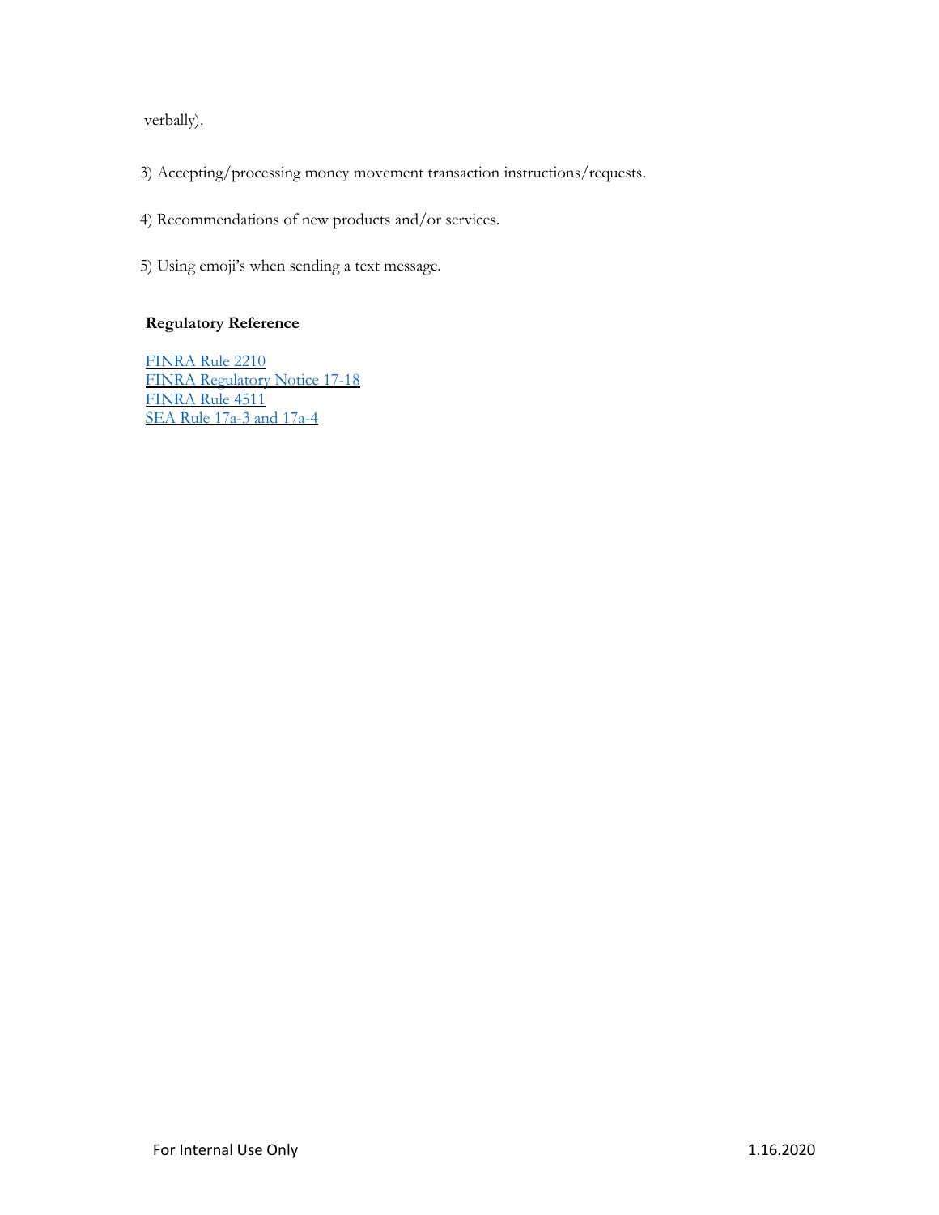verbally).

3) Accepting/processing money movement transaction instructions/requests.

4) Recommendations of new products and/or services.

5) Using emoji's when sending a text message.

**Regulatory Reference**

FINRA Rule 2210
FINRA Regulatory Notice 17-18
FINRA Rule 4511
SEA Rule 17a-3 and 17a-4